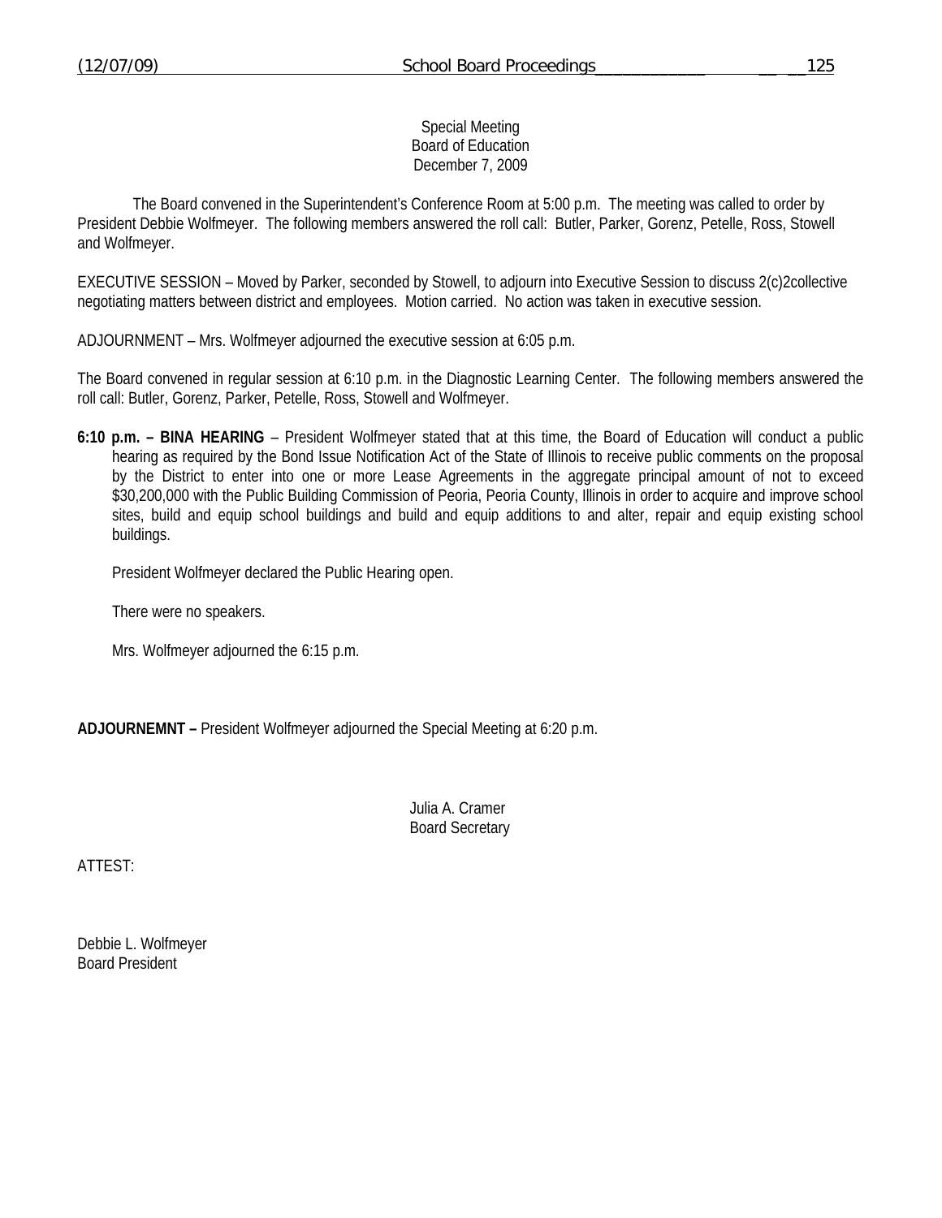Special Meeting
Board of Education
December 7, 2009

The Board convened in the Superintendent's Conference Room at 5:00 p.m. The meeting was called to order by President Debbie Wolfmeyer. The following members answered the roll call: Butler, Parker, Gorenz, Petelle, Ross, Stowell and Wolfmeyer.

EXECUTIVE SESSION – Moved by Parker, seconded by Stowell, to adjourn into Executive Session to discuss 2(c)2collective negotiating matters between district and employees. Motion carried. No action was taken in executive session.

ADJOURNMENT – Mrs. Wolfmeyer adjourned the executive session at 6:05 p.m.

The Board convened in regular session at 6:10 p.m. in the Diagnostic Learning Center. The following members answered the roll call: Butler, Gorenz, Parker, Petelle, Ross, Stowell and Wolfmeyer.

**6:10 p.m. – BINA HEARING** – President Wolfmeyer stated that at this time, the Board of Education will conduct a public hearing as required by the Bond Issue Notification Act of the State of Illinois to receive public comments on the proposal by the District to enter into one or more Lease Agreements in the aggregate principal amount of not to exceed $30,200,000 with the Public Building Commission of Peoria, Peoria County, Illinois in order to acquire and improve school sites, build and equip school buildings and build and equip additions to and alter, repair and equip existing school buildings.

President Wolfmeyer declared the Public Hearing open.

There were no speakers.

Mrs. Wolfmeyer adjourned the 6:15 p.m.

**ADJOURNEMNT –** President Wolfmeyer adjourned the Special Meeting at 6:20 p.m.

Julia A. Cramer
Board Secretary

ATTEST:

Debbie L. Wolfmeyer
Board President